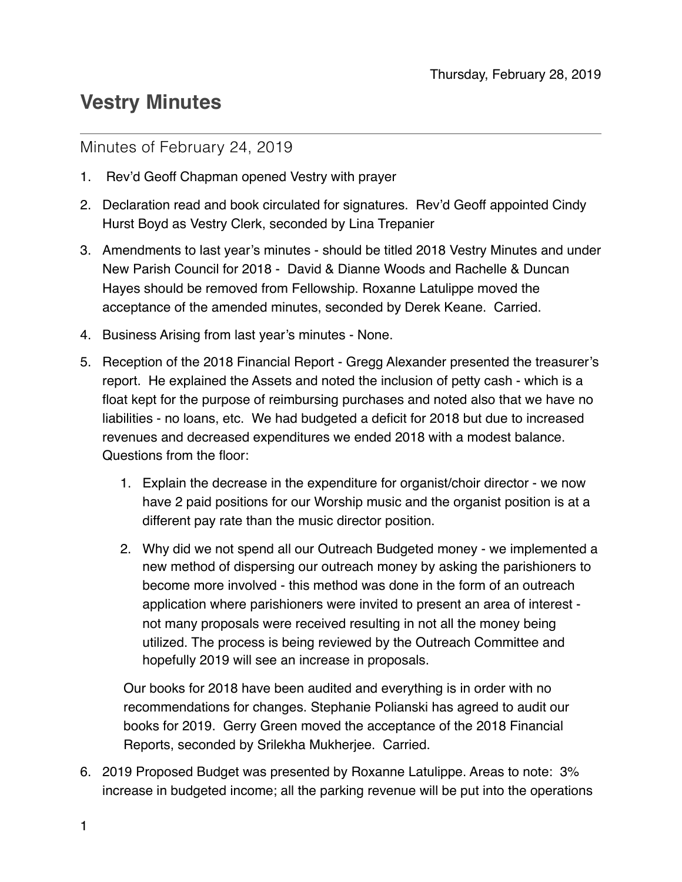Thursday, February 28, 2019

# Vestry Minutes

## Minutes of February 24, 2019

1. Rev'd Geoff Chapman opened Vestry with prayer
2. Declaration read and book circulated for signatures. Rev'd Geoff appointed Cindy Hurst Boyd as Vestry Clerk, seconded by Lina Trepanier
3. Amendments to last year's minutes - should be titled 2018 Vestry Minutes and under New Parish Council for 2018 - David & Dianne Woods and Rachelle & Duncan Hayes should be removed from Fellowship. Roxanne Latulippe moved the acceptance of the amended minutes, seconded by Derek Keane. Carried.
4. Business Arising from last year's minutes - None.
5. Reception of the 2018 Financial Report - Gregg Alexander presented the treasurer's report. He explained the Assets and noted the inclusion of petty cash - which is a float kept for the purpose of reimbursing purchases and noted also that we have no liabilities - no loans, etc. We had budgeted a deficit for 2018 but due to increased revenues and decreased expenditures we ended 2018 with a modest balance. Questions from the floor:
    1. Explain the decrease in the expenditure for organist/choir director - we now have 2 paid positions for our Worship music and the organist position is at a different pay rate than the music director position.
    2. Why did we not spend all our Outreach Budgeted money - we implemented a new method of dispersing our outreach money by asking the parishioners to become more involved - this method was done in the form of an outreach application where parishioners were invited to present an area of interest - not many proposals were received resulting in not all the money being utilized. The process is being reviewed by the Outreach Committee and hopefully 2019 will see an increase in proposals.

    Our books for 2018 have been audited and everything is in order with no recommendations for changes. Stephanie Polianski has agreed to audit our books for 2019. Gerry Green moved the acceptance of the 2018 Financial Reports, seconded by Srilekha Mukherjee. Carried.
6. 2019 Proposed Budget was presented by Roxanne Latulippe. Areas to note: 3% increase in budgeted income; all the parking revenue will be put into the operations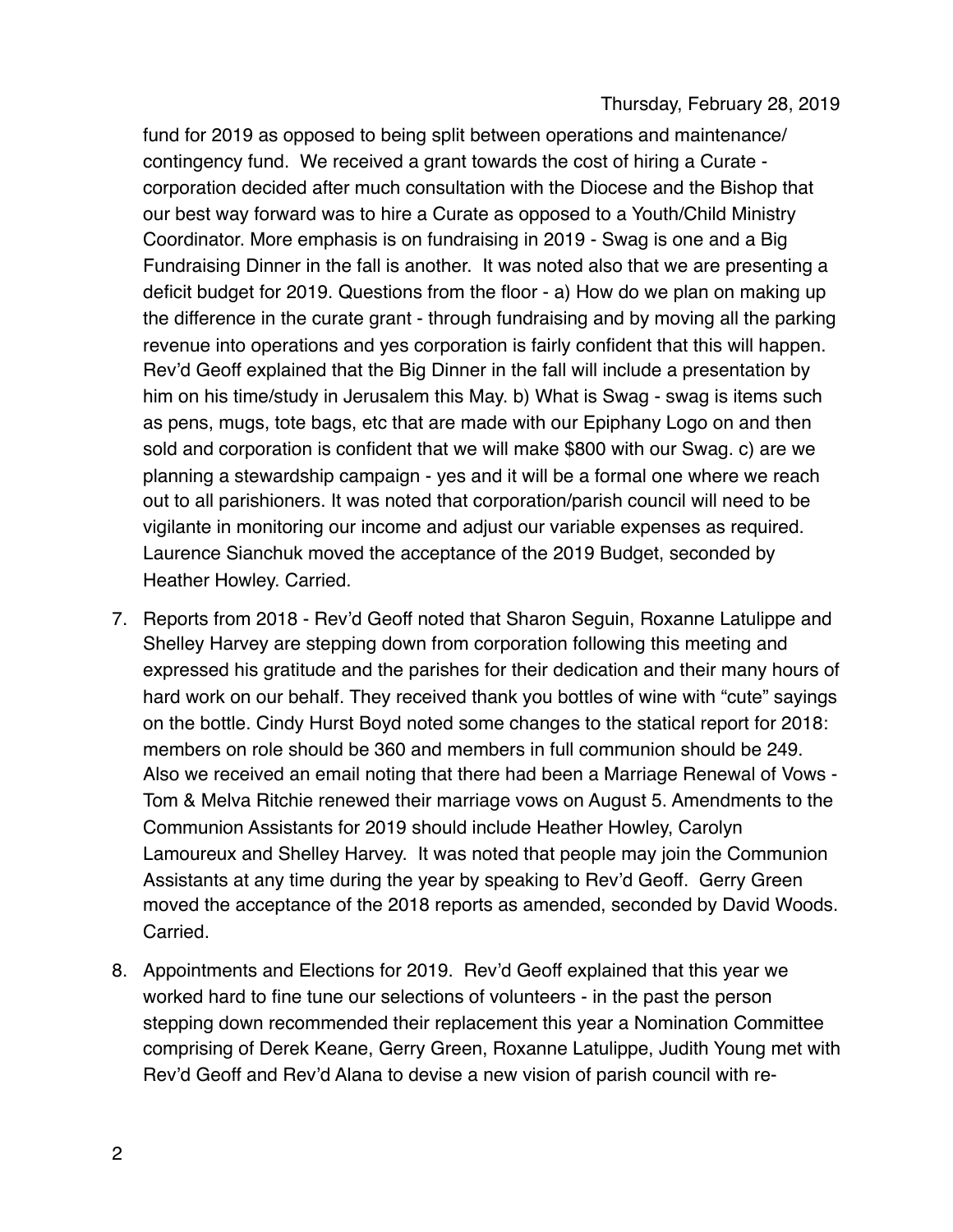fund for 2019 as opposed to being split between operations and maintenance/ contingency fund. We received a grant towards the cost of hiring a Curate - corporation decided after much consultation with the Diocese and the Bishop that our best way forward was to hire a Curate as opposed to a Youth/Child Ministry Coordinator. More emphasis is on fundraising in 2019 - Swag is one and a Big Fundraising Dinner in the fall is another. It was noted also that we are presenting a deficit budget for 2019. Questions from the floor - a) How do we plan on making up the difference in the curate grant - through fundraising and by moving all the parking revenue into operations and yes corporation is fairly confident that this will happen. Rev'd Geoff explained that the Big Dinner in the fall will include a presentation by him on his time/study in Jerusalem this May. b) What is Swag - swag is items such as pens, mugs, tote bags, etc that are made with our Epiphany Logo on and then sold and corporation is confident that we will make $800 with our Swag. c) are we planning a stewardship campaign - yes and it will be a formal one where we reach out to all parishioners. It was noted that corporation/parish council will need to be vigilante in monitoring our income and adjust our variable expenses as required. Laurence Sianchuk moved the acceptance of the 2019 Budget, seconded by Heather Howley. Carried.

7. Reports from 2018 - Rev'd Geoff noted that Sharon Seguin, Roxanne Latulippe and Shelley Harvey are stepping down from corporation following this meeting and expressed his gratitude and the parishes for their dedication and their many hours of hard work on our behalf. They received thank you bottles of wine with "cute" sayings on the bottle. Cindy Hurst Boyd noted some changes to the statical report for 2018: members on role should be 360 and members in full communion should be 249. Also we received an email noting that there had been a Marriage Renewal of Vows - Tom & Melva Ritchie renewed their marriage vows on August 5. Amendments to the Communion Assistants for 2019 should include Heather Howley, Carolyn Lamoureux and Shelley Harvey. It was noted that people may join the Communion Assistants at any time during the year by speaking to Rev'd Geoff. Gerry Green moved the acceptance of the 2018 reports as amended, seconded by David Woods. Carried.

8. Appointments and Elections for 2019. Rev'd Geoff explained that this year we worked hard to fine tune our selections of volunteers - in the past the person stepping down recommended their replacement this year a Nomination Committee comprising of Derek Keane, Gerry Green, Roxanne Latulippe, Judith Young met with Rev'd Geoff and Rev'd Alana to devise a new vision of parish council with re-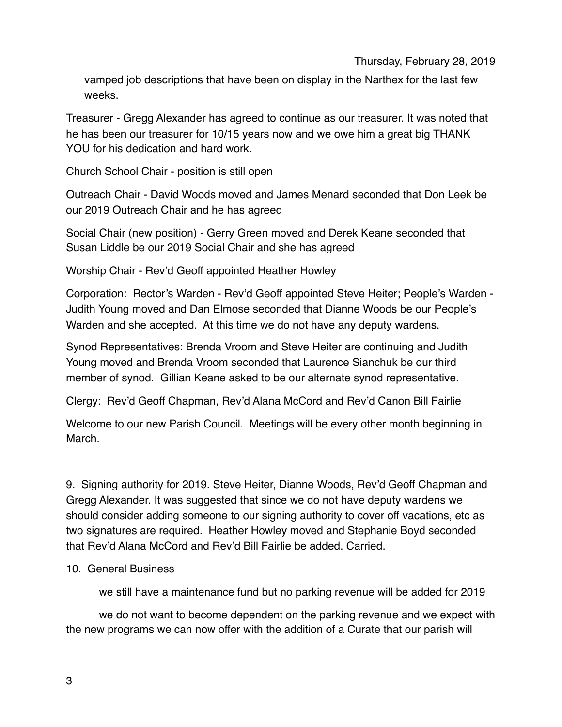vamped job descriptions that have been on display in the Narthex for the last few weeks.

Treasurer - Gregg Alexander has agreed to continue as our treasurer. It was noted that he has been our treasurer for 10/15 years now and we owe him a great big THANK YOU for his dedication and hard work.

Church School Chair - position is still open

Outreach Chair - David Woods moved and James Menard seconded that Don Leek be our 2019 Outreach Chair and he has agreed

Social Chair (new position) - Gerry Green moved and Derek Keane seconded that Susan Liddle be our 2019 Social Chair and she has agreed

Worship Chair - Rev'd Geoff appointed Heather Howley

Corporation: Rector's Warden - Rev'd Geoff appointed Steve Heiter; People's Warden - Judith Young moved and Dan Elmose seconded that Dianne Woods be our People's Warden and she accepted. At this time we do not have any deputy wardens.

Synod Representatives: Brenda Vroom and Steve Heiter are continuing and Judith Young moved and Brenda Vroom seconded that Laurence Sianchuk be our third member of synod. Gillian Keane asked to be our alternate synod representative.

Clergy: Rev'd Geoff Chapman, Rev'd Alana McCord and Rev'd Canon Bill Fairlie

Welcome to our new Parish Council. Meetings will be every other month beginning in March.

9. Signing authority for 2019. Steve Heiter, Dianne Woods, Rev'd Geoff Chapman and Gregg Alexander. It was suggested that since we do not have deputy wardens we should consider adding someone to our signing authority to cover off vacations, etc as two signatures are required. Heather Howley moved and Stephanie Boyd seconded that Rev'd Alana McCord and Rev'd Bill Fairlie be added. Carried.

10. General Business

we still have a maintenance fund but no parking revenue will be added for 2019

we do not want to become dependent on the parking revenue and we expect with the new programs we can now offer with the addition of a Curate that our parish will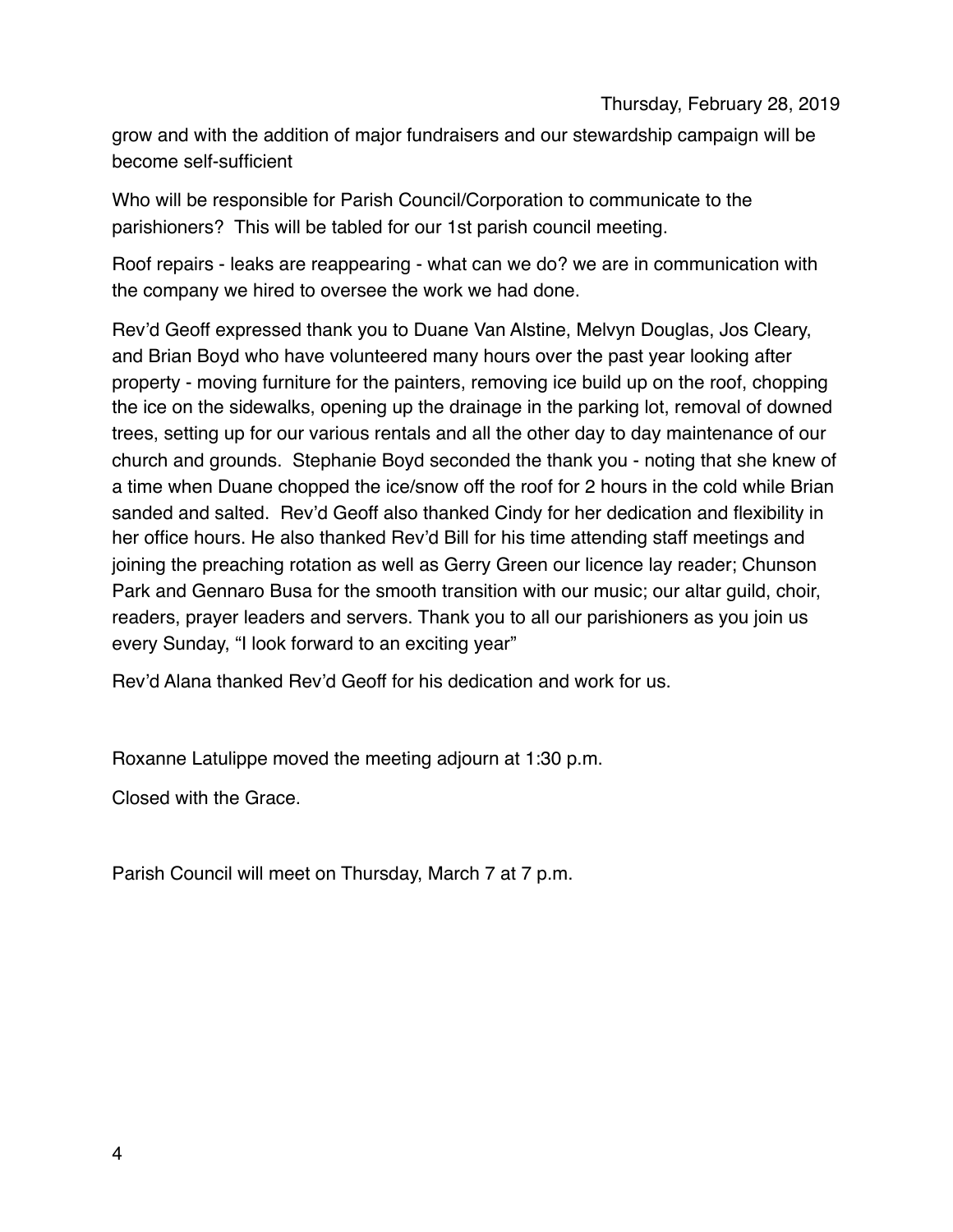grow and with the addition of major fundraisers and our stewardship campaign will be become self-sufficient

Who will be responsible for Parish Council/Corporation to communicate to the parishioners? This will be tabled for our 1st parish council meeting.

Roof repairs - leaks are reappearing - what can we do? we are in communication with the company we hired to oversee the work we had done.

Rev'd Geoff expressed thank you to Duane Van Alstine, Melvyn Douglas, Jos Cleary, and Brian Boyd who have volunteered many hours over the past year looking after property - moving furniture for the painters, removing ice build up on the roof, chopping the ice on the sidewalks, opening up the drainage in the parking lot, removal of downed trees, setting up for our various rentals and all the other day to day maintenance of our church and grounds. Stephanie Boyd seconded the thank you - noting that she knew of a time when Duane chopped the ice/snow off the roof for 2 hours in the cold while Brian sanded and salted. Rev'd Geoff also thanked Cindy for her dedication and flexibility in her office hours. He also thanked Rev'd Bill for his time attending staff meetings and joining the preaching rotation as well as Gerry Green our licence lay reader; Chunson Park and Gennaro Busa for the smooth transition with our music; our altar guild, choir, readers, prayer leaders and servers. Thank you to all our parishioners as you join us every Sunday, "I look forward to an exciting year"

Rev'd Alana thanked Rev'd Geoff for his dedication and work for us.

Roxanne Latulippe moved the meeting adjourn at 1:30 p.m.

Closed with the Grace.

Parish Council will meet on Thursday, March 7 at 7 p.m.